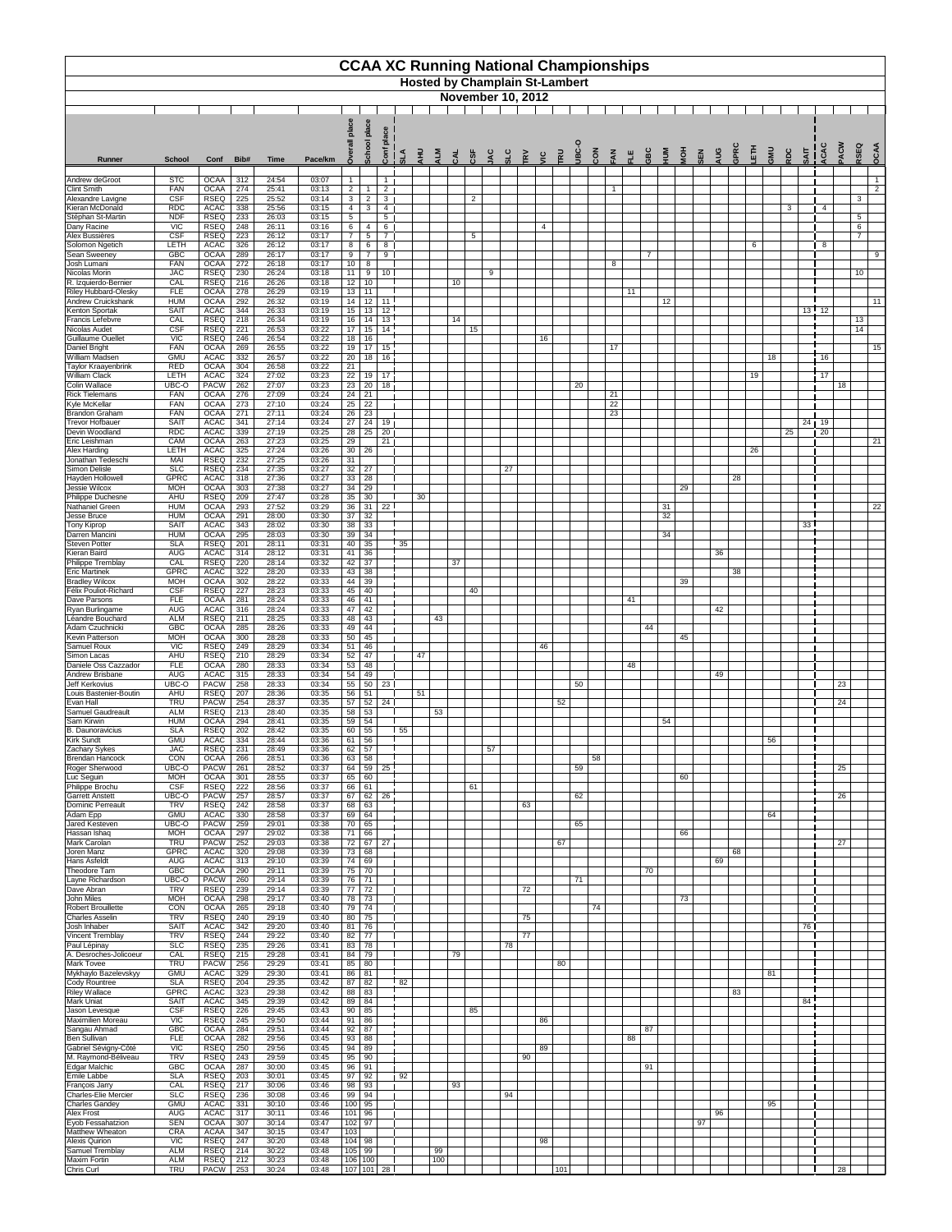# CCAA XC Running National Championships

## Hosted by Champlain St-Lambert

### November 10, 2012

| Runner | School | Conf | Bib# | Time | Pace/km | Overall place | School place | Conf place | SLA | AHU | ALM | CAL | CSF | JAC | SLC | TRV | VIC | TRU | UBC-O | CON | FAN | FLE | GBC | HUM | MOH | SEN | AUG | GPRC | LETH | GMU | RDC | SAIT | ACAC | PACW | RSEQ | OCAA |
|---|---|---|---|---|---|---|---|---|---|---|---|---|---|---|---|---|---|---|---|---|---|---|---|---|---|---|---|---|---|---|---|---|---|---|---|---|
| Andrew deGroot | STC | OCAA | 312 | 24:54 | 03:07 | 1 | | 1 | | | | | | | | | | | | | | | | | | | | | | | | | | | | 1 |
| Clint Smith | FAN | OCAA | 274 | 25:41 | 03:13 | 2 | 1 | 2 | | | | | | | | | | | | | 1 | | | | | | | | | | | | | | | 2 |
| Alexandre Lavigne | CSF | RSEQ | 225 | 25:52 | 03:14 | 3 | 2 | 3 | | | | | 2 | | | | | | | | | | | | | | | | | | | | | | 3 | |
| Kieran McDonald | RDC | ACAC | 338 | 25:56 | 03:15 | 4 | 3 | 4 | | | | | | | | | | | | | | | | | | | | | | | 3 | | 4 | | | |
| Stéphan St-Martin | NDF | RSEQ | 233 | 26:03 | 03:15 | 5 | | 5 | | | | | | | | | | | | | | | | | | | | | | | | | | | 5 | |
| Dany Racine | VIC | RSEQ | 248 | 26:11 | 03:16 | 6 | 4 | 6 | | | | | | | | | 4 | | | | | | | | | | | | | | | | | | 6 | |
| Alex Bussières | CSF | RSEQ | 223 | 26:12 | 03:17 | 7 | 5 | 7 | | | | | 5 | | | | | | | | | | | | | | | | | | | | | | 7 | |
| Solomon Ngetich | LETH | ACAC | 326 | 26:12 | 03:17 | 8 | 6 | 8 | | | | | | | | | | | | | | | | | | | | | 6 | | | | 8 | | | |
| Sean Sweeney | GBC | OCAA | 289 | 26:17 | 03:17 | 9 | 7 | 9 | | | | | | | | | | | | | | | 7 | | | | | | | | | | | | | 9 |
| Josh Lumani | FAN | OCAA | 272 | 26:18 | 03:17 | 10 | 8 | | | | | | | | | | | | | | 8 | | | | | | | | | | | | | | | |
| Nicolas Morin | JAC | RSEQ | 230 | 26:24 | 03:18 | 11 | 9 | 10 | | | | | | 9 | | | | | | | | | | | | | | | | | | | | | 10 | |
| R. Izquierdo-Bernier | CAL | RSEQ | 216 | 26:26 | 03:18 | 12 | 10 | | | | | 10 | | | | | | | | | | | | | | | | | | | | | | | | |
| Riley Hubbard-Olesky | FLE | OCAA | 278 | 26:29 | 03:19 | 13 | 11 | | | | | | | | | | | | | | | 11 | | | | | | | | | | | | | | |
| Andrew Cruickshank | HUM | OCAA | 292 | 26:32 | 03:19 | 14 | 12 | 11 | | | | | | | | | | | | | | | | | 12 | | | | | | | | | | | 11 |
| Kenton Sportak | SAIT | ACAC | 344 | 26:33 | 03:19 | 15 | 13 | 12 | | | | | | | | | | | | | | | | | | | | | | | | 13 | 12 | | | |
| Francis Lefebvre | CAL | RSEQ | 218 | 26:34 | 03:19 | 16 | 14 | 13 | | | | 14 | | | | | | | | | | | | | | | | | | | | | | | 13 | |
| Nicolas Audet | CSF | RSEQ | 221 | 26:53 | 03:22 | 17 | 15 | 14 | | | | | 15 | | | | | | | | | | | | | | | | | | | | | | 14 | |
| Guillaume Ouellet | VIC | RSEQ | 246 | 26:54 | 03:22 | 18 | 16 | | | | | | | | | | 16 | | | | | | | | | | | | | | | | | | | |
| Daniel Bright | FAN | OCAA | 269 | 26:55 | 03:22 | 19 | 17 | 15 | | | | | | | | | | | | | 17 | | | | | | | | | | | | | | | 15 |
| William Madsen | GMU | ACAC | 332 | 26:57 | 03:22 | 20 | 18 | 16 | | | | | | | | | | | | | | | | | | | | | | 18 | | | 16 | | | |
| Taylor Kraayenbrink | RED | OCAA | 304 | 26:58 | 03:22 | 21 | | | | | | | | | | | | | | | | | | | | | | | | | | | | | | |
| William Clark | LETH | ACAC | 324 | 27:02 | 03:23 | 22 | 19 | 17 | | | | | | | | | | | | | | | | | | | | | 19 | | | | 17 | | | |
| Colin Wallace | UBC-O | PACW | 262 | 27:07 | 03:23 | 23 | 20 | 18 | | | | | | | | | | | 20 | | | | | | | | | | | | | | | 18 | | |
| Rick Tielemans | FAN | OCAA | 276 | 27:09 | 03:24 | 24 | 21 | | | | | | | | | | | | | | 21 | | | | | | | | | | | | | | | |
| Kyle McKellar | FAN | OCAA | 273 | 27:10 | 03:24 | 25 | 22 | | | | | | | | | | | | | | 22 | | | | | | | | | | | | | | | |
| Brandon Graham | FAN | OCAA | 271 | 27:11 | 03:24 | 26 | 23 | | | | | | | | | | | | | | 23 | | | | | | | | | | | | | | | |
| Trevor Hofbauer | SAIT | ACAC | 341 | 27:14 | 03:24 | 27 | 24 | 19 | | | | | | | | | | | | | | | | | | | | | | | | 24 | 19 | | | |
| Devin Woodland | RDC | ACAC | 339 | 27:19 | 03:25 | 28 | 25 | 20 | | | | | | | | | | | | | | | | | | | | | | | 25 | | 20 | | | |
| Eric Leishman | CAM | OCAA | 263 | 27:23 | 03:25 | 29 | | 21 | | | | | | | | | | | | | | | | | | | | | | | | | | | | 21 |
| Alex Harding | LETH | ACAC | 325 | 27:24 | 03:26 | 30 | 26 | | | | | | | | | | | | | | | | | | | | | | 26 | | | | | | | |
| Jonathan Tedeschi | MAI | RSEQ | 232 | 27:25 | 03:26 | 31 | | | | | | | | | | | | | | | | | | | | | | | | | | | | | | |
| Simon Delisle | SLC | RSEQ | 234 | 27:35 | 03:27 | 32 | 27 | | | | | | | | 27 | | | | | | | | | | | | | | | | | | | | | |
| Hayden Hollowell | GPRC | ACAC | 318 | 27:36 | 03:27 | 33 | 28 | | | | | | | | | | | | | | | | | | | | | 28 | | | | | | | | |
| Jessie Wilcox | MOH | OCAA | 303 | 27:38 | 03:27 | 34 | 29 | | | | | | | | | | | | | | | | | | 29 | | | | | | | | | | | |
| Philippe Duchesne | AHU | RSEQ | 209 | 27:47 | 03:28 | 35 | 30 | | | 30 | | | | | | | | | | | | | | | | | | | | | | | | | | |
| Nathaniel Green | HUM | OCAA | 293 | 27:52 | 03:29 | 36 | 31 | 22 | | | | | | | | | | | | | | | | 31 | | | | | | | | | | | | 22 |
| Jesse Bruce | HUM | OCAA | 291 | 28:00 | 03:30 | 37 | 32 | | | | | | | | | | | | | | | | | 32 | | | | | | | | | | | | |
| Tony Kiprop | SAIT | ACAC | 343 | 28:02 | 03:30 | 38 | 33 | | | | | | | | | | | | | | | | | | | | | | | | | 33 | | | | |
| Darren Mancini | HUM | OCAA | 295 | 28:03 | 03:30 | 39 | 34 | | | | | | | | | | | | | | | | | 34 | | | | | | | | | | | | |
| Steven Potter | SLA | RSEQ | 201 | 28:11 | 03:31 | 40 | 35 | | 35 | | | | | | | | | | | | | | | | | | | | | | | | | | | |
| Kieran Baird | AUG | ACAC | 314 | 28:12 | 03:31 | 41 | 36 | | | | | | | | | | | | | | | | | | | | 36 | | | | | | | | | |
| Philippe Tremblay | CAL | RSEQ | 220 | 28:14 | 03:32 | 42 | 37 | | | | | 37 | | | | | | | | | | | | | | | | | | | | | | | | |
| Eric Martinek | GPRC | ACAC | 322 | 28:20 | 03:33 | 43 | 38 | | | | | | | | | | | | | | | | | | | | | 38 | | | | | | | | |
| Bradley Wilcox | MOH | OCAA | 302 | 28:22 | 03:33 | 44 | 39 | | | | | | | | | | | | | | | | | | 39 | | | | | | | | | | | |
| Félix Pouliot-Richard | CSF | RSEQ | 227 | 28:23 | 03:33 | 45 | 40 | | | | | | 40 | | | | | | | | | | | | | | | | | | | | | | | |
| Dave Parsons | FLE | OCAA | 281 | 28:24 | 03:33 | 46 | 41 | | | | | | | | | | | | | | | 41 | | | | | | | | | | | | | | |
| Ryan Burlingame | AUG | ACAC | 316 | 28:24 | 03:33 | 47 | 42 | | | | | | | | | | | | | | | | | | | | 42 | | | | | | | | | |
| Léandre Bouchard | ALM | RSEQ | 211 | 28:25 | 03:33 | 48 | 43 | | | | 43 | | | | | | | | | | | | | | | | | | | | | | | | | |
| Adam Czuchnicki | GBC | OCAA | 285 | 28:26 | 03:33 | 49 | 44 | | | | | | | | | | | | | | | | 44 | | | | | | | | | | | | | |
| Kevin Patterson | MOH | OCAA | 300 | 28:28 | 03:33 | 50 | 45 | | | | | | | | | | | | | | | | | | 45 | | | | | | | | | | | |
| Samuel Roux | VIC | RSEQ | 249 | 28:29 | 03:34 | 51 | 46 | | | | | | | | | | 46 | | | | | | | | | | | | | | | | | | | |
| Simon Lacas | AHU | RSEQ | 210 | 28:29 | 03:34 | 52 | 47 | | | 47 | | | | | | | | | | | | | | | | | | | | | | | | | | |
| Daniele Oss Cazzador | FLE | OCAA | 280 | 28:33 | 03:34 | 53 | 48 | | | | | | | | | | | | | | | 48 | | | | | | | | | | | | | | |
| Andrew Brisbane | AUG | ACAC | 315 | 28:33 | 03:34 | 54 | 49 | | | | | | | | | | | | | | | | | | | | 49 | | | | | | | | | |
| Jeff Kerkovius | UBC-O | PACW | 258 | 28:33 | 03:34 | 55 | 50 | 23 | | | | | | | | | | | 50 | | | | | | | | | | | | | | | 23 | | |
| Louis Bastenier-Boutin | AHU | RSEQ | 207 | 28:36 | 03:35 | 56 | 51 | | | 51 | | | | | | | | | | | | | | | | | | | | | | | | | | |
| Evan Hall | TRU | PACW | 254 | 28:37 | 03:35 | 57 | 52 | 24 | | | | | | | | | | 52 | | | | | | | | | | | | | | | | 24 | | |
| Samuel Gaudreault | ALM | RSEQ | 213 | 28:40 | 03:35 | 58 | 53 | | | | 53 | | | | | | | | | | | | | | | | | | | | | | | | | |
| Sam Kirwin | HUM | OCAA | 294 | 28:41 | 03:35 | 59 | 54 | | | | | | | | | | | | | | | | | 54 | | | | | | | | | | | | |
| B. Daunoravicius | SLA | RSEQ | 202 | 28:42 | 03:35 | 60 | 55 | | 55 | | | | | | | | | | | | | | | | | | | | | | | | | | | |
| Kirk Sundt | GMU | ACAC | 334 | 28:44 | 03:36 | 61 | 56 | | | | | | | | | | | | | | | | | | | | | | | 56 | | | | | | |
| Zachary Sykes | JAC | RSEQ | 231 | 28:49 | 03:36 | 62 | 57 | | | | | | | 57 | | | | | | | | | | | | | | | | | | | | | | |
| Brendan Hancock | CON | OCAA | 266 | 28:51 | 03:36 | 63 | 58 | | | | | | | | | | | | | 58 | | | | | | | | | | | | | | | | |
| Roger Sherwood | UBC-O | PACW | 261 | 28:52 | 03:37 | 64 | 59 | 25 | | | | | | | | | | | 59 | | | | | | | | | | | | | | | 25 | | |
| Luc Seguin | MOH | OCAA | 301 | 28:55 | 03:37 | 65 | 60 | | | | | | | | | | | | | | | | | | 60 | | | | | | | | | | | |
| Philippe Brochu | CSF | RSEQ | 222 | 28:56 | 03:37 | 66 | 61 | | | | | | 61 | | | | | | | | | | | | | | | | | | | | | | | |
| Garrett Anstett | UBC-O | PACW | 257 | 28:57 | 03:37 | 67 | 62 | 26 | | | | | | | | | | | 62 | | | | | | | | | | | | | | | 26 | | |
| Dominic Perreault | TRV | RSEQ | 242 | 28:58 | 03:37 | 68 | 63 | | | | | | | | | 63 | | | | | | | | | | | | | | | | | | | | |
| Adam Epp | GMU | ACAC | 330 | 28:58 | 03:37 | 69 | 64 | | | | | | | | | | | | | | | | | | | | | | | 64 | | | | | | |
| Jared Kesteven | UBC-O | PACW | 259 | 29:01 | 03:38 | 70 | 65 | | | | | | | | | | | | 65 | | | | | | | | | | | | | | | | | |
| Hassan Ishaq | MOH | OCAA | 297 | 29:02 | 03:38 | 71 | 66 | | | | | | | | | | | | | | | | | | 66 | | | | | | | | | | | |
| Mark Carolan | TRU | PACW | 252 | 29:03 | 03:38 | 72 | 67 | 27 | | | | | | | | | | 67 | | | | | | | | | | | | | | | | 27 | | |
| Joren Manz | GPRC | ACAC | 320 | 29:08 | 03:39 | 73 | 68 | | | | | | | | | | | | | | | | | | | | | 68 | | | | | | | | |
| Hans Asfeldt | AUG | ACAC | 313 | 29:10 | 03:39 | 74 | 69 | | | | | | | | | | | | | | | | | | | | 69 | | | | | | | | | |
| Theodore Tam | GBC | OCAA | 290 | 29:11 | 03:39 | 75 | 70 | | | | | | | | | | | | | | | | 70 | | | | | | | | | | | | | |
| Layne Richardson | UBC-O | PACW | 260 | 29:14 | 03:39 | 76 | 71 | | | | | | | | | | | | 71 | | | | | | | | | | | | | | | | | |
| Dave Abran | TRV | RSEQ | 239 | 29:14 | 03:39 | 77 | 72 | | | | | | | | | 72 | | | | | | | | | | | | | | | | | | | | |
| John Miles | MOH | OCAA | 298 | 29:17 | 03:40 | 78 | 73 | | | | | | | | | | | | | | | | | | 73 | | | | | | | | | | | |
| Robert Brouillette | CON | OCAA | 265 | 29:18 | 03:40 | 79 | 74 | | | | | | | | | | | | | 74 | | | | | | | | | | | | | | | | |
| Charles Asselin | TRV | RSEQ | 240 | 29:19 | 03:40 | 80 | 75 | | | | | | | | | 75 | | | | | | | | | | | | | | | | | | | | |
| Josh Inhaber | SAIT | ACAC | 342 | 29:20 | 03:40 | 81 | 76 | | | | | | | | | | | | | | | | | | | | | | | | | 76 | | | | |
| Vincent Tremblay | TRV | RSEQ | 244 | 29:22 | 03:40 | 82 | 77 | | | | | | | | | 77 | | | | | | | | | | | | | | | | | | | | |
| Paul Lépinay | SLC | RSEQ | 235 | 29:26 | 03:41 | 83 | 78 | | | | | | | | 78 | | | | | | | | | | | | | | | | | | | | | |
| A. Desroches-Jolicoeur | CAL | RSEQ | 215 | 29:28 | 03:41 | 84 | 79 | | | | | 79 | | | | | | | | | | | | | | | | | | | | | | | | |
| Mark Tovee | TRU | PACW | 256 | 29:29 | 03:41 | 85 | 80 | | | | | | | | | | | 80 | | | | | | | | | | | | | | | | | | |
| Mykhaylo Bazelevskyy | GMU | ACAC | 329 | 29:30 | 03:41 | 86 | 81 | | | | | | | | | | | | | | | | | | | | | | | 81 | | | | | | |
| Cody Rountree | SLA | RSEQ | 204 | 29:35 | 03:42 | 87 | 82 | | 82 | | | | | | | | | | | | | | | | | | | | | | | | | | | |
| Riley Wallace | GPRC | ACAC | 323 | 29:38 | 03:42 | 88 | 83 | | | | | | | | | | | | | | | | | | | | | 83 | | | | | | | | |
| Mark Uniat | SAIT | ACAC | 345 | 29:39 | 03:42 | 89 | 84 | | | | | | | | | | | | | | | | | | | | | | | | | 84 | | | | |
| Jason Levesque | CSF | RSEQ | 226 | 29:45 | 03:43 | 90 | 85 | | | | | | 85 | | | | | | | | | | | | | | | | | | | | | | | |
| Maximilien Moreau | VIC | RSEQ | 245 | 29:50 | 03:44 | 91 | 86 | | | | | | | | | | 86 | | | | | | | | | | | | | | | | | | | |
| Sangau Ahmad | GBC | OCAA | 284 | 29:51 | 03:44 | 92 | 87 | | | | | | | | | | | | | | | | 87 | | | | | | | | | | | | | |
| Ben Sullivan | FLE | OCAA | 282 | 29:56 | 03:45 | 93 | 88 | | | | | | | | | | | | | | | 88 | | | | | | | | | | | | | | |
| Gabriel Sévigny-Côté | VIC | RSEQ | 250 | 29:56 | 03:45 | 94 | 89 | | | | | | | | | | 89 | | | | | | | | | | | | | | | | | | | |
| M. Raymond-Béliveau | TRV | RSEQ | 243 | 29:59 | 03:45 | 95 | 90 | | | | | | | | | 90 | | | | | | | | | | | | | | | | | | | | |
| Edgar Malchic | GBC | OCAA | 287 | 30:00 | 03:45 | 96 | 91 | | | | | | | | | | | | | | | | 91 | | | | | | | | | | | | | |
| Emile Labbe | SLA | RSEQ | 203 | 30:01 | 03:45 | 97 | 92 | | 92 | | | | | | | | | | | | | | | | | | | | | | | | | | | |
| François Jarry | CAL | RSEQ | 217 | 30:06 | 03:46 | 98 | 93 | | | | | 93 | | | | | | | | | | | | | | | | | | | | | | | | |
| Charles-Elie Mercier | SLC | RSEQ | 236 | 30:08 | 03:46 | 99 | 94 | | | | | | | | 94 | | | | | | | | | | | | | | | | | | | | | |
| Charles Gandey | GMU | ACAC | 331 | 30:10 | 03:46 | 100 | 95 | | | | | | | | | | | | | | | | | | | | | | | 95 | | | | | | |
| Alex Frost | AUG | ACAC | 317 | 30:11 | 03:46 | 101 | 96 | | | | | | | | | | | | | | | | | | | | 96 | | | | | | | | | |
| Eyob Fessahatzion | SEN | OCAA | 307 | 30:14 | 03:47 | 102 | 97 | | | | | | | | | | | | | | | | | | | 97 | | | | | | | | | | |
| Matthew Wheaton | CRA | ACAA | 347 | 30:15 | 03:47 | 103 | | | | | | | | | | | | | | | | | | | | | | | | | | | | | | |
| Alexis Quirion | VIC | RSEQ | 247 | 30:20 | 03:48 | 104 | 98 | | | | | | | | | | 98 | | | | | | | | | | | | | | | | | | | |
| Samuel Tremblay | ALM | RSEQ | 214 | 30:22 | 03:48 | 105 | 99 | | | | 99 | | | | | | | | | | | | | | | | | | | | | | | | | |
| Maxim Fortin | ALM | RSEQ | 212 | 30:23 | 03:48 | 106 | 100 | | | | 100 | | | | | | | | | | | | | | | | | | | | | | | | | |
| Chris Curl | TRU | PACW | 253 | 30:24 | 03:48 | 107 | 101 | 28 | | | | | | | | | | 101 | | | | | | | | | | | | | | | | 28 | | |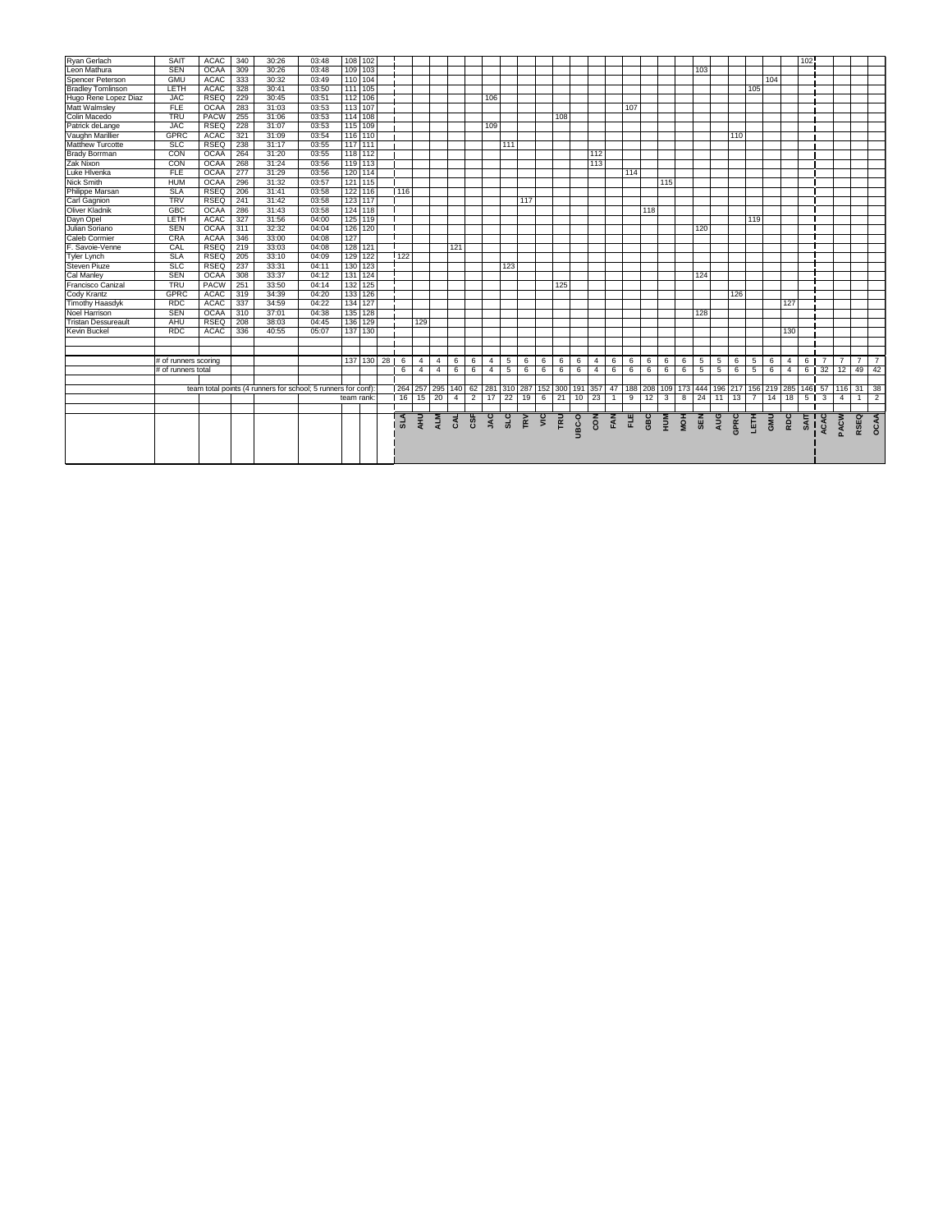| | | | | | | | | | | | | | | | | | | | | | | | | | | | | | | | | | | | | |
|---|---|---|---|---|---|---|---|---|---|---|---|---|---|---|---|---|---|---|---|---|---|---|---|---|---|---|---|---|---|---|---|---|---|---|---|---|
| Ryan Gerlach | SAIT | ACAC | 340 | 30:26 | 03:48 | 108 | 102 | | | | | | | | | | | | | | | | | | | | | | | | | 102 | | | | |
| Leon Mathura | SEN | OCAA | 309 | 30:26 | 03:48 | 109 | 103 | | | | | | | | | | | | | | | | | | | 103 | | | | | | | | | | |
| Spencer Peterson | GMU | ACAC | 333 | 30:32 | 03:49 | 110 | 104 | | | | | | | | | | | | | | | | | | | | | | | 104 | | | | | | |
| Bradley Tomlinson | LETH | ACAC | 328 | 30:41 | 03:50 | 111 | 105 | | | | | | | | | | | | | | | | | | | | | | 105 | | | | | | | |
| Hugo Rene Lopez Diaz | JAC | RSEQ | 229 | 30:45 | 03:51 | 112 | 106 | | | | | | | 106 | | | | | | | | | | | | | | | | | | | | | | |
| Matt Walmsley | FLE | OCAA | 283 | 31:03 | 03:53 | 113 | 107 | | | | | | | | | | | | | | | | 107 | | | | | | | | | | | | | |
| Colin Macedo | TRU | PACW | 255 | 31:06 | 03:53 | 114 | 108 | | | | | | | | | | | 108 | | | | | | | | | | | | | | | | | | |
| Patrick deLange | JAC | RSEQ | 228 | 31:07 | 03:53 | 115 | 109 | | | | | | | 109 | | | | | | | | | | | | | | | | | | | | | | |
| Vaughn Marillier | GPRC | ACAC | 321 | 31:09 | 03:54 | 116 | 110 | | | | | | | | | | | | | | | | | | | | | 110 | | | | | | | | |
| Matthew Turcotte | SLC | RSEQ | 238 | 31:17 | 03:55 | 117 | 111 | | | | | | | | 111 | | | | | | | | | | | | | | | | | | | | | |
| Brady Borrman | CON | OCAA | 264 | 31:20 | 03:55 | 118 | 112 | | | | | | | | | | | | | 112 | | | | | | | | | | | | | | | | |
| Zak Nixon | CON | OCAA | 268 | 31:24 | 03:56 | 119 | 113 | | | | | | | | | | | | | 113 | | | | | | | | | | | | | | | | |
| Luke Hlvenka | FLE | OCAA | 277 | 31:29 | 03:56 | 120 | 114 | | | | | | | | | | | | | | | | 114 | | | | | | | | | | | | | |
| Nick Smith | HUM | OCAA | 296 | 31:32 | 03:57 | 121 | 115 | | | | | | | | | | | | | | | | | | 115 | | | | | | | | | | | |
| Philippe Marsan | SLA | RSEQ | 206 | 31:41 | 03:58 | 122 | 116 | | 116 | | | | | | | | | | | | | | | | | | | | | | | | | | | |
| Carl Gagnion | TRV | RSEQ | 241 | 31:42 | 03:58 | 123 | 117 | | | | | | | | | 117 | | | | | | | | | | | | | | | | | | | | |
| Oliver Kladnik | GBC | OCAA | 286 | 31:43 | 03:58 | 124 | 118 | | | | | | | | | | | | | | | | | 118 | | | | | | | | | | | | |
| Dayn Opel | LETH | ACAC | 327 | 31:56 | 04:00 | 125 | 119 | | | | | | | | | | | | | | | | | | | | | | 119 | | | | | | | |
| Julian Soriano | SEN | OCAA | 311 | 32:32 | 04:04 | 126 | 120 | | | | | | | | | | | | | | | | | | | 120 | | | | | | | | | | |
| Caleb Cormier | CRA | ACAA | 346 | 33:00 | 04:08 | 127 | | | | | | | | | | | | | | | | | | | | | | | | | | | | | | |
| F. Savoie-Venne | CAL | RSEQ | 219 | 33:03 | 04:08 | 128 | 121 | | | | | 121 | | | | | | | | | | | | | | | | | | | | | | | | |
| Tyler Lynch | SLA | RSEQ | 205 | 33:10 | 04:09 | 129 | 122 | | 122 | | | | | | | | | | | | | | | | | | | | | | | | | | | |
| Steven Piuze | SLC | RSEQ | 237 | 33:31 | 04:11 | 130 | 123 | | | | | | | | 123 | | | | | | | | | | | | | | | | | | | | | |
| Cal Manley | SEN | OCAA | 308 | 33:37 | 04:12 | 131 | 124 | | | | | | | | | | | | | | | | | | | 124 | | | | | | | | | | |
| Francisco Canizal | TRU | PACW | 251 | 33:50 | 04:14 | 132 | 125 | | | | | | | | | | | 125 | | | | | | | | | | | | | | | | | | |
| Cody Krantz | GPRC | ACAC | 319 | 34:39 | 04:20 | 133 | 126 | | | | | | | | | | | | | | | | | | | | | 126 | | | | | | | | |
| Timothy Haasdyk | RDC | ACAC | 337 | 34:59 | 04:22 | 134 | 127 | | | | | | | | | | | | | | | | | | | | | | | | 127 | | | | | |
| Noel Harrison | SEN | OCAA | 310 | 37:01 | 04:38 | 135 | 128 | | | | | | | | | | | | | | | | | | | 128 | | | | | | | | | | |
| Tristan Dessureault | AHU | RSEQ | 208 | 38:03 | 04:45 | 136 | 129 | | | 129 | | | | | | | | | | | | | | | | | | | | | | | | | | |
| Kevin Buckel | RDC | ACAC | 336 | 40:55 | 05:07 | 137 | 130 | | | | | | | | | | | | | | | | | | | | | | | | 130 | | | | | |
| | # of runners scoring | | | | | 137 | 130 | 28 | 6 | 4 | 4 | 6 | 6 | 4 | 5 | 6 | 6 | 6 | 6 | 4 | 6 | 6 | 6 | 6 | 6 | 5 | 5 | 6 | 5 | 6 | 4 | 6 | 7 | 7 | 7 | 7 |
| | # of runners total | | | | | | | | 6 | 4 | 4 | 6 | 6 | 4 | 5 | 6 | 6 | 6 | 6 | 4 | 6 | 6 | 6 | 6 | 6 | 5 | 5 | 6 | 5 | 6 | 4 | 6 | 32 | 12 | 49 | 42 |
| | team total points (4 runners for school; 5 runners for conf): | | | | | | | | 264 | 257 | 295 | 140 | 62 | 281 | 310 | 287 | 152 | 300 | 191 | 357 | 47 | 188 | 208 | 109 | 173 | 444 | 196 | 217 | 156 | 219 | 285 | 146 | 57 | 116 | 31 | 38 |
| | | | | | | team rank: | | | 16 | 15 | 20 | 4 | 2 | 17 | 22 | 19 | 6 | 21 | 10 | 23 | 1 | 9 | 12 | 3 | 8 | 24 | 11 | 13 | 7 | 14 | 18 | 5 | 3 | 4 | 1 | 2 |
| | | | | | | | | | SLA | AHU | ALM | CAL | CSF | JAC | SLC | TRV | VIC | TRU | UBC-O | CON | FAN | FLE | GBC | HUM | MOH | SEN | AUG | GPRC | LETH | GMU | RDC | SAIT | ACAC | PACW | RSEQ | OCAA |